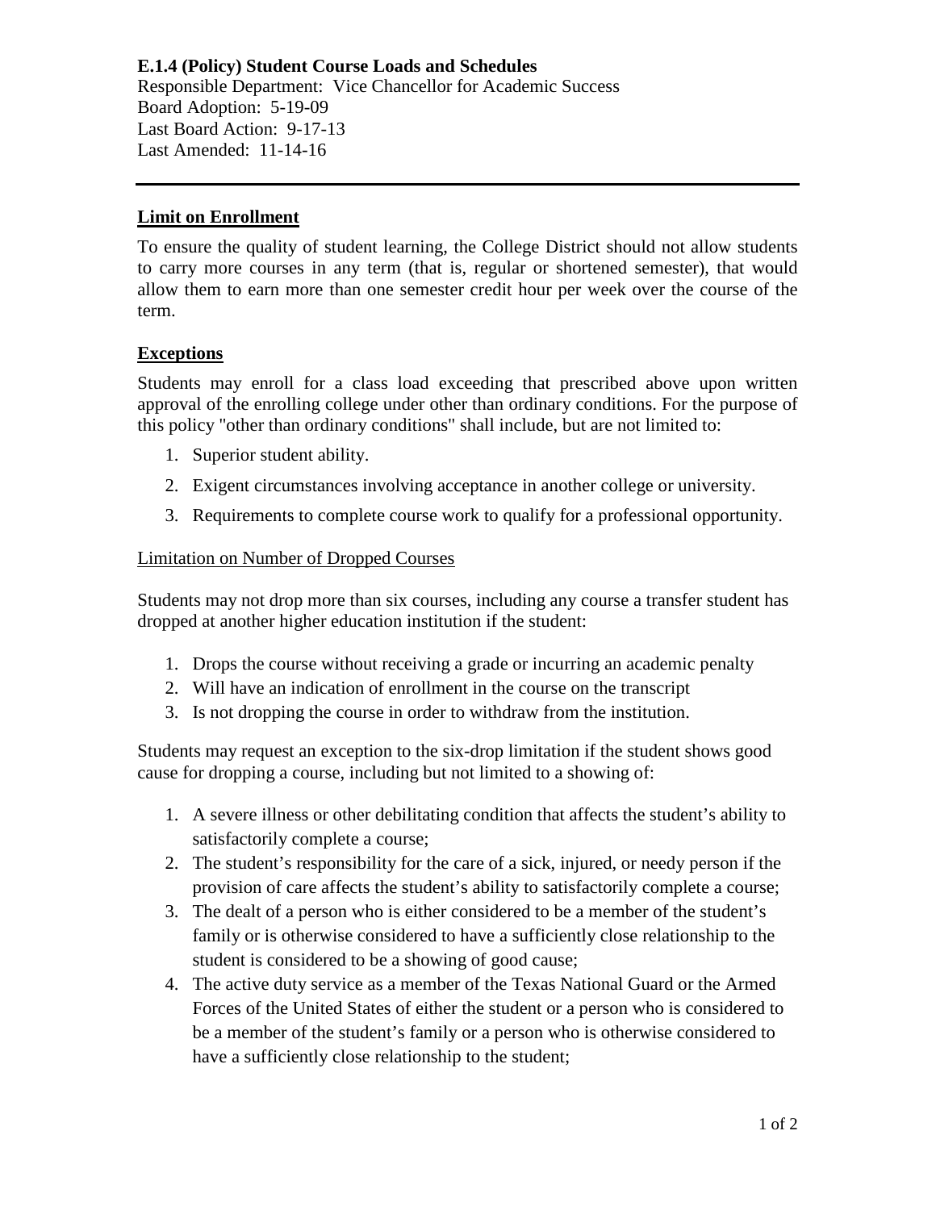**E.1.4 (Policy) Student Course Loads and Schedules**
Responsible Department: Vice Chancellor for Academic Success
Board Adoption: 5-19-09
Last Board Action: 9-17-13
Last Amended: 11-14-16

---

## Limit on Enrollment

To ensure the quality of student learning, the College District should not allow students to carry more courses in any term (that is, regular or shortened semester), that would allow them to earn more than one semester credit hour per week over the course of the term.

## Exceptions

Students may enroll for a class load exceeding that prescribed above upon written approval of the enrolling college under other than ordinary conditions. For the purpose of this policy "other than ordinary conditions" shall include, but are not limited to:

1. Superior student ability.
2. Exigent circumstances involving acceptance in another college or university.
3. Requirements to complete course work to qualify for a professional opportunity.

### Limitation on Number of Dropped Courses

Students may not drop more than six courses, including any course a transfer student has dropped at another higher education institution if the student:

1. Drops the course without receiving a grade or incurring an academic penalty
2. Will have an indication of enrollment in the course on the transcript
3. Is not dropping the course in order to withdraw from the institution.

Students may request an exception to the six-drop limitation if the student shows good cause for dropping a course, including but not limited to a showing of:

1. A severe illness or other debilitating condition that affects the student's ability to satisfactorily complete a course;
2. The student's responsibility for the care of a sick, injured, or needy person if the provision of care affects the student's ability to satisfactorily complete a course;
3. The dealt of a person who is either considered to be a member of the student's family or is otherwise considered to have a sufficiently close relationship to the student is considered to be a showing of good cause;
4. The active duty service as a member of the Texas National Guard or the Armed Forces of the United States of either the student or a person who is considered to be a member of the student's family or a person who is otherwise considered to have a sufficiently close relationship to the student;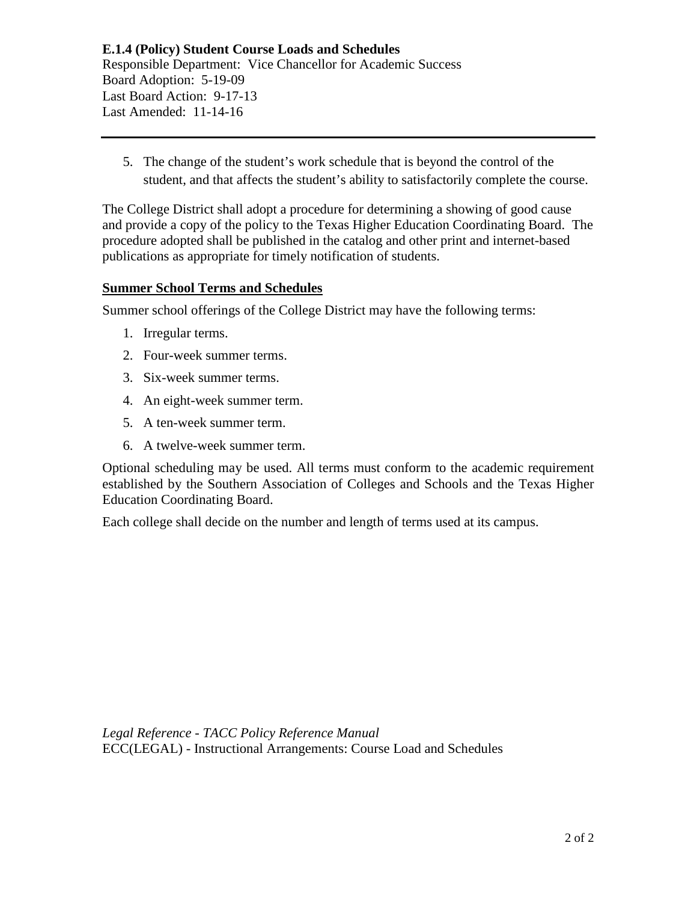5. The change of the student's work schedule that is beyond the control of the student, and that affects the student's ability to satisfactorily complete the course.

The College District shall adopt a procedure for determining a showing of good cause and provide a copy of the policy to the Texas Higher Education Coordinating Board. The procedure adopted shall be published in the catalog and other print and internet-based publications as appropriate for timely notification of students.

## Summer School Terms and Schedules

Summer school offerings of the College District may have the following terms:

1. Irregular terms.
2. Four-week summer terms.
3. Six-week summer terms.
4. An eight-week summer term.
5. A ten-week summer term.
6. A twelve-week summer term.

Optional scheduling may be used. All terms must conform to the academic requirement established by the Southern Association of Colleges and Schools and the Texas Higher Education Coordinating Board.

Each college shall decide on the number and length of terms used at its campus.

*Legal Reference - TACC Policy Reference Manual*
ECC(LEGAL) - Instructional Arrangements: Course Load and Schedules